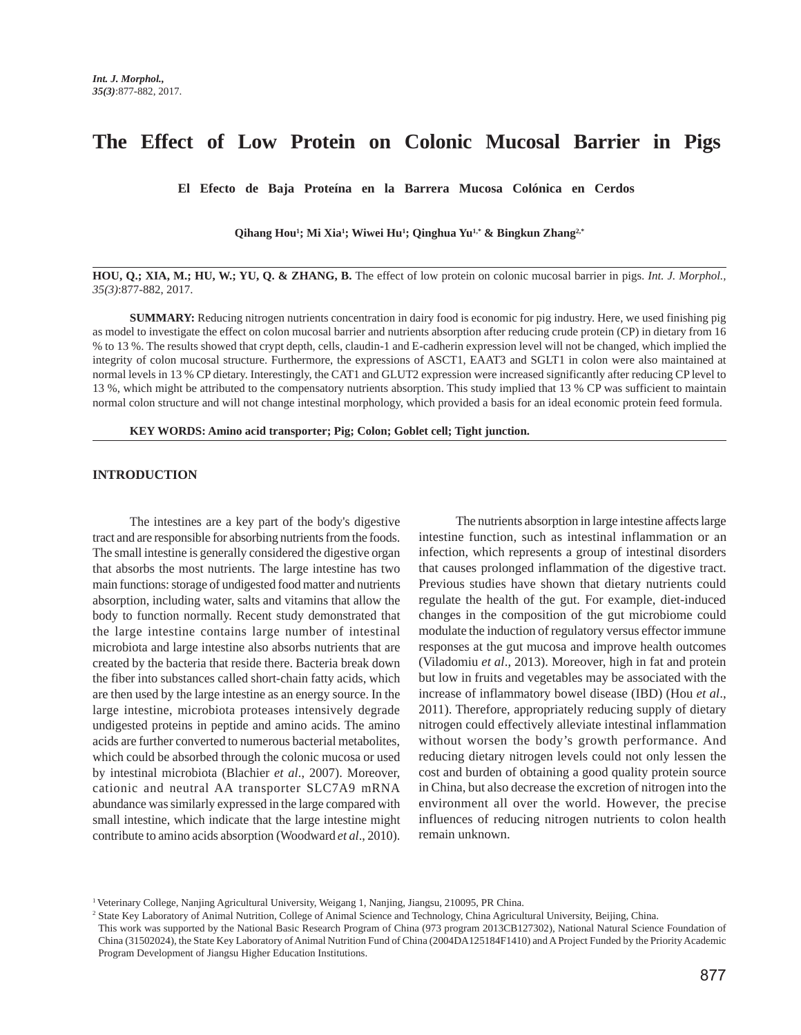# The Effect of Low Protein on Colonic Mucosal Barrier in Pigs

**El Efecto de Baja Proteína en la Barrera Mucosa Colónica en Cerdos**

**Qihang Hou[1]; Mi Xia[1]; Wiwei Hu[1]; Qinghua Yu[1,*] & Bingkun Zhang[2,*]**

---

**HOU, Q.; XIA, M.; HU, W.; YU, Q. & ZHANG, B.** The effect of low protein on colonic mucosal barrier in pigs. *Int. J. Morphol., 35(3)*:877-882, 2017.

**SUMMARY:** Reducing nitrogen nutrients concentration in dairy food is economic for pig industry. Here, we used finishing pig as model to investigate the effect on colon mucosal barrier and nutrients absorption after reducing crude protein (CP) in dietary from 16 % to 13 %. The results showed that crypt depth, cells, claudin-1 and E-cadherin expression level will not be changed, which implied the integrity of colon mucosal structure. Furthermore, the expressions of ASCT1, EAAT3 and SGLT1 in colon were also maintained at normal levels in 13 % CP dietary. Interestingly, the CAT1 and GLUT2 expression were increased significantly after reducing CP level to 13 %, which might be attributed to the compensatory nutrients absorption. This study implied that 13 % CP was sufficient to maintain normal colon structure and will not change intestinal morphology, which provided a basis for an ideal economic protein feed formula.

**KEY WORDS: Amino acid transporter; Pig; Colon; Goblet cell; Tight junction.**

---

## INTRODUCTION

The intestines are a key part of the body's digestive tract and are responsible for absorbing nutrients from the foods. The small intestine is generally considered the digestive organ that absorbs the most nutrients. The large intestine has two main functions: storage of undigested food matter and nutrients absorption, including water, salts and vitamins that allow the body to function normally. Recent study demonstrated that the large intestine contains large number of intestinal microbiota and large intestine also absorbs nutrients that are created by the bacteria that reside there. Bacteria break down the fiber into substances called short-chain fatty acids, which are then used by the large intestine as an energy source. In the large intestine, microbiota proteases intensively degrade undigested proteins in peptide and amino acids. The amino acids are further converted to numerous bacterial metabolites, which could be absorbed through the colonic mucosa or used by intestinal microbiota (Blachier *et al*., 2007). Moreover, cationic and neutral AA transporter SLC7A9 mRNA abundance was similarly expressed in the large compared with small intestine, which indicate that the large intestine might contribute to amino acids absorption (Woodward *et al*., 2010).

The nutrients absorption in large intestine affects large intestine function, such as intestinal inflammation or an infection, which represents a group of intestinal disorders that causes prolonged inflammation of the digestive tract. Previous studies have shown that dietary nutrients could regulate the health of the gut. For example, diet-induced changes in the composition of the gut microbiome could modulate the induction of regulatory versus effector immune responses at the gut mucosa and improve health outcomes (Viladomiu *et al*., 2013). Moreover, high in fat and protein but low in fruits and vegetables may be associated with the increase of inflammatory bowel disease (IBD) (Hou *et al*., 2011). Therefore, appropriately reducing supply of dietary nitrogen could effectively alleviate intestinal inflammation without worsen the body's growth performance. And reducing dietary nitrogen levels could not only lessen the cost and burden of obtaining a good quality protein source in China, but also decrease the excretion of nitrogen into the environment all over the world. However, the precise influences of reducing nitrogen nutrients to colon health remain unknown.

---

[1] Veterinary College, Nanjing Agricultural University, Weigang 1, Nanjing, Jiangsu, 210095, PR China.

[2] State Key Laboratory of Animal Nutrition, College of Animal Science and Technology, China Agricultural University, Beijing, China.

This work was supported by the National Basic Research Program of China (973 program 2013CB127302), National Natural Science Foundation of China (31502024), the State Key Laboratory of Animal Nutrition Fund of China (2004DA125184F1410) and A Project Funded by the Priority Academic Program Development of Jiangsu Higher Education Institutions.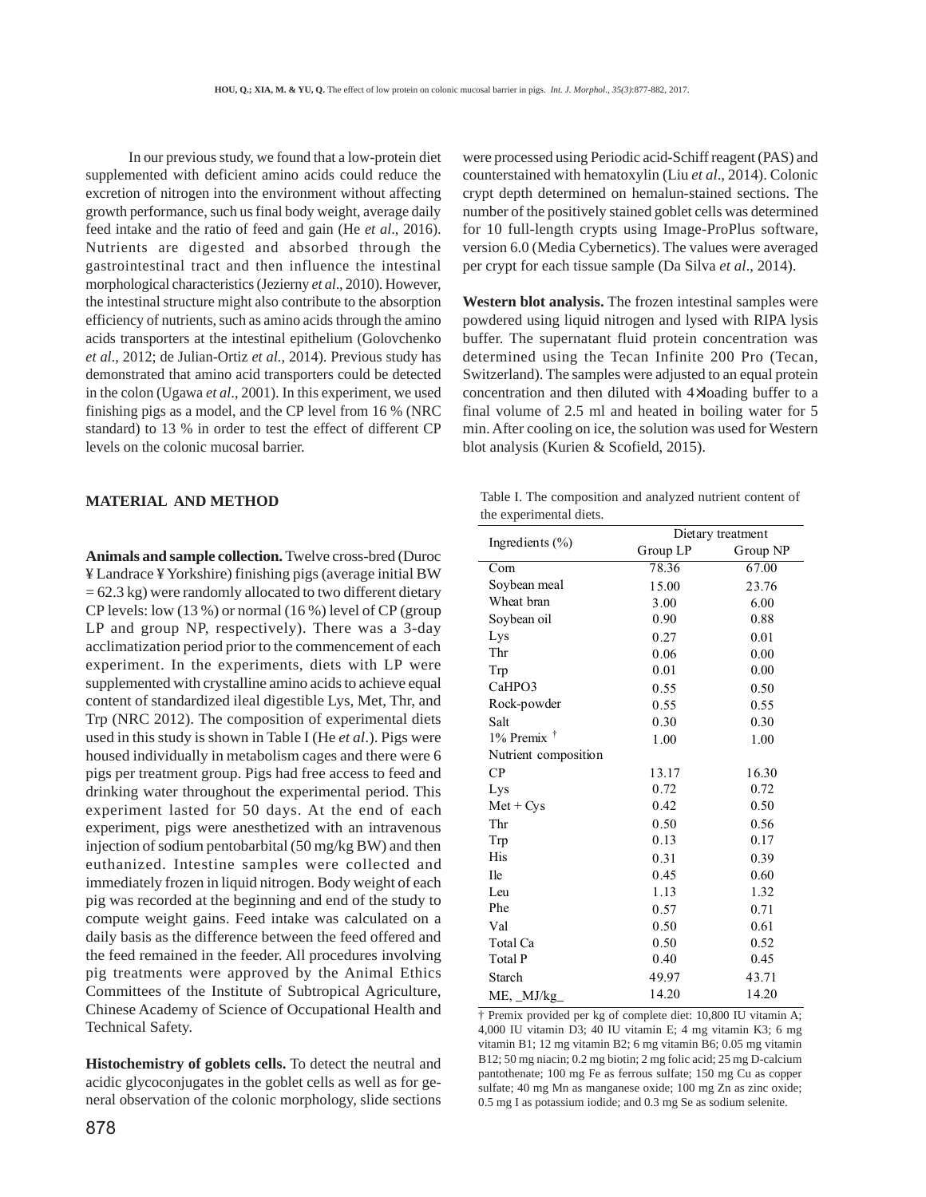In our previous study, we found that a low-protein diet supplemented with deficient amino acids could reduce the excretion of nitrogen into the environment without affecting growth performance, such us final body weight, average daily feed intake and the ratio of feed and gain (He *et al*., 2016). Nutrients are digested and absorbed through the gastrointestinal tract and then influence the intestinal morphological characteristics (Jezierny *et al*., 2010). However, the intestinal structure might also contribute to the absorption efficiency of nutrients, such as amino acids through the amino acids transporters at the intestinal epithelium (Golovchenko *et al*., 2012; de Julian-Ortiz *et al*., 2014). Previous study has demonstrated that amino acid transporters could be detected in the colon (Ugawa *et al*., 2001). In this experiment, we used finishing pigs as a model, and the CP level from 16 % (NRC standard) to 13 % in order to test the effect of different CP levels on the colonic mucosal barrier.

## MATERIAL AND METHOD

**Animals and sample collection.** Twelve cross-bred (Duroc ¥ Landrace ¥ Yorkshire) finishing pigs (average initial BW = 62.3 kg) were randomly allocated to two different dietary CP levels: low (13 %) or normal (16 %) level of CP (group LP and group NP, respectively). There was a 3-day acclimatization period prior to the commencement of each experiment. In the experiments, diets with LP were supplemented with crystalline amino acids to achieve equal content of standardized ileal digestible Lys, Met, Thr, and Trp (NRC 2012). The composition of experimental diets used in this study is shown in Table I (He *et al*.). Pigs were housed individually in metabolism cages and there were 6 pigs per treatment group. Pigs had free access to feed and drinking water throughout the experimental period. This experiment lasted for 50 days. At the end of each experiment, pigs were anesthetized with an intravenous injection of sodium pentobarbital (50 mg/kg BW) and then euthanized. Intestine samples were collected and immediately frozen in liquid nitrogen. Body weight of each pig was recorded at the beginning and end of the study to compute weight gains. Feed intake was calculated on a daily basis as the difference between the feed offered and the feed remained in the feeder. All procedures involving pig treatments were approved by the Animal Ethics Committees of the Institute of Subtropical Agriculture, Chinese Academy of Science of Occupational Health and Technical Safety.

**Histochemistry of goblets cells.** To detect the neutral and acidic glycoconjugates in the goblet cells as well as for general observation of the colonic morphology, slide sections were processed using Periodic acid-Schiff reagent (PAS) and counterstained with hematoxylin (Liu *et al*., 2014). Colonic crypt depth determined on hemalun-stained sections. The number of the positively stained goblet cells was determined for 10 full-length crypts using Image-ProPlus software, version 6.0 (Media Cybernetics). The values were averaged per crypt for each tissue sample (Da Silva *et al*., 2014).

**Western blot analysis.** The frozen intestinal samples were powdered using liquid nitrogen and lysed with RIPA lysis buffer. The supernatant fluid protein concentration was determined using the Tecan Infinite 200 Pro (Tecan, Switzerland). The samples were adjusted to an equal protein concentration and then diluted with 4×loading buffer to a final volume of 2.5 ml and heated in boiling water for 5 min. After cooling on ice, the solution was used for Western blot analysis (Kurien & Scofield, 2015).

Table I. The composition and analyzed nutrient content of the experimental diets.

| Ingredients (%) | Dietary treatment | |
|---|---|---|
| | Group LP | Group NP |
| Corn | 78.36 | 67.00 |
| Soybean meal | 15.00 | 23.76 |
| Wheat bran | 3.00 | 6.00 |
| Soybean oil | 0.90 | 0.88 |
| Lys | 0.27 | 0.01 |
| Thr | 0.06 | 0.00 |
| Trp | 0.01 | 0.00 |
| CaHPO3 | 0.55 | 0.50 |
| Rock-powder | 0.55 | 0.55 |
| Salt | 0.30 | 0.30 |
| 1% Premix † | 1.00 | 1.00 |
| Nutrient composition | | |
| CP | 13.17 | 16.30 |
| Lys | 0.72 | 0.72 |
| Met + Cys | 0.42 | 0.50 |
| Thr | 0.50 | 0.56 |
| Trp | 0.13 | 0.17 |
| His | 0.31 | 0.39 |
| Ile | 0.45 | 0.60 |
| Leu | 1.13 | 1.32 |
| Phe | 0.57 | 0.71 |
| Val | 0.50 | 0.61 |
| Total Ca | 0.50 | 0.52 |
| Total P | 0.40 | 0.45 |
| Starch | 49.97 | 43.71 |
| ME, _MJ/kg_ | 14.20 | 14.20 |

† Premix provided per kg of complete diet: 10,800 IU vitamin A; 4,000 IU vitamin D3; 40 IU vitamin E; 4 mg vitamin K3; 6 mg vitamin B1; 12 mg vitamin B2; 6 mg vitamin B6; 0.05 mg vitamin B12; 50 mg niacin; 0.2 mg biotin; 2 mg folic acid; 25 mg D-calcium pantothenate; 100 mg Fe as ferrous sulfate; 150 mg Cu as copper sulfate; 40 mg Mn as manganese oxide; 100 mg Zn as zinc oxide; 0.5 mg I as potassium iodide; and 0.3 mg Se as sodium selenite.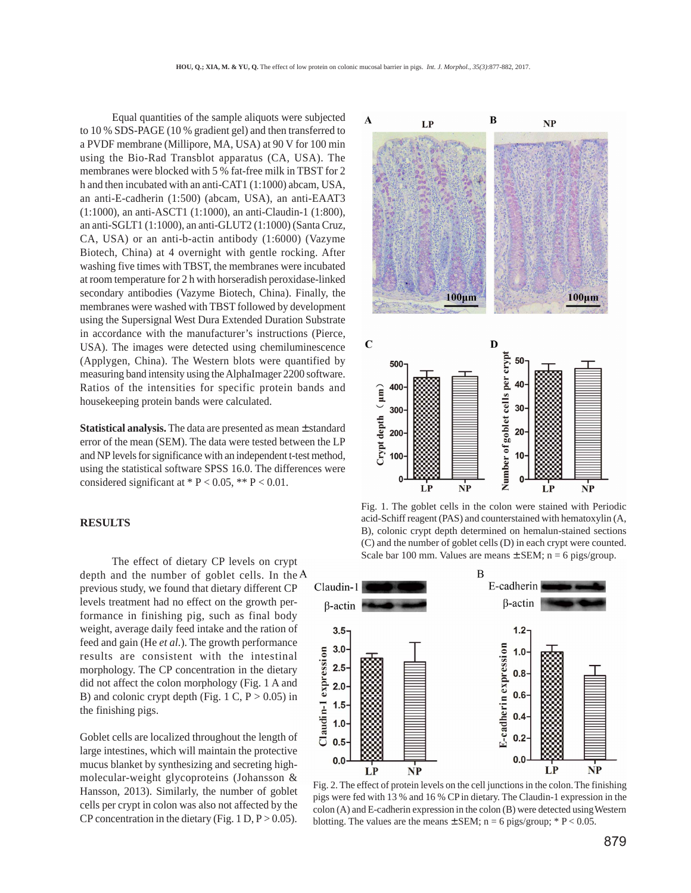Equal quantities of the sample aliquots were subjected to 10 % SDS-PAGE (10 % gradient gel) and then transferred to a PVDF membrane (Millipore, MA, USA) at 90 V for 100 min using the Bio-Rad Transblot apparatus (CA, USA). The membranes were blocked with 5 % fat-free milk in TBST for 2 h and then incubated with an anti-CAT1 (1:1000) abcam, USA, an anti-E-cadherin (1:500) (abcam, USA), an anti-EAAT3 (1:1000), an anti-ASCT1 (1:1000), an anti-Claudin-1 (1:800), an anti-SGLT1 (1:1000), an anti-GLUT2 (1:1000) (Santa Cruz, CA, USA) or an anti-b-actin antibody (1:6000) (Vazyme Biotech, China) at 4 overnight with gentle rocking. After washing five times with TBST, the membranes were incubated at room temperature for 2 h with horseradish peroxidase-linked secondary antibodies (Vazyme Biotech, China). Finally, the membranes were washed with TBST followed by development using the Supersignal West Dura Extended Duration Substrate in accordance with the manufacturer's instructions (Pierce, USA). The images were detected using chemiluminescence (Applygen, China). The Western blots were quantified by measuring band intensity using the AlphaImager 2200 software. Ratios of the intensities for specific protein bands and housekeeping protein bands were calculated.

**Statistical analysis.** The data are presented as mean ± standard error of the mean (SEM). The data were tested between the LP and NP levels for significance with an independent t-test method, using the statistical software SPSS 16.0. The differences were considered significant at * $P < 0.05$, ** $P < 0.01$.

## RESULTS

The effect of dietary CP levels on crypt depth and the number of goblet cells. In the previous study, we found that dietary different CP levels treatment had no effect on the growth performance in finishing pig, such as final body weight, average daily feed intake and the ration of feed and gain (He *et al*.). The growth performance results are consistent with the intestinal morphology. The CP concentration in the dietary did not affect the colon morphology (Fig. 1 A and B) and colonic crypt depth (Fig. 1 C, $P > 0.05$) in the finishing pigs.

Goblet cells are localized throughout the length of large intestines, which will maintain the protective mucus blanket by synthesizing and secreting high-molecular-weight glycoproteins (Johansson & Hansson, 2013). Similarly, the number of goblet cells per crypt in colon was also not affected by the CP concentration in the dietary (Fig. 1 D, $P > 0.05$).

Fig. 1. The goblet cells in the colon were stained with Periodic acid-Schiff reagent (PAS) and counterstained with hematoxylin (A, B), colonic crypt depth determined on hemalun-stained sections (C) and the number of goblet cells (D) in each crypt were counted. Scale bar 100 mm. Values are means ± SEM; n = 6 pigs/group.

Fig. 2. The effect of protein levels on the cell junctions in the colon. The finishing pigs were fed with 13 % and 16 % CP in dietary. The Claudin-1 expression in the colon (A) and E-cadherin expression in the colon (B) were detected using Western blotting. The values are the means ± SEM; n = 6 pigs/group; * $P < 0.05$.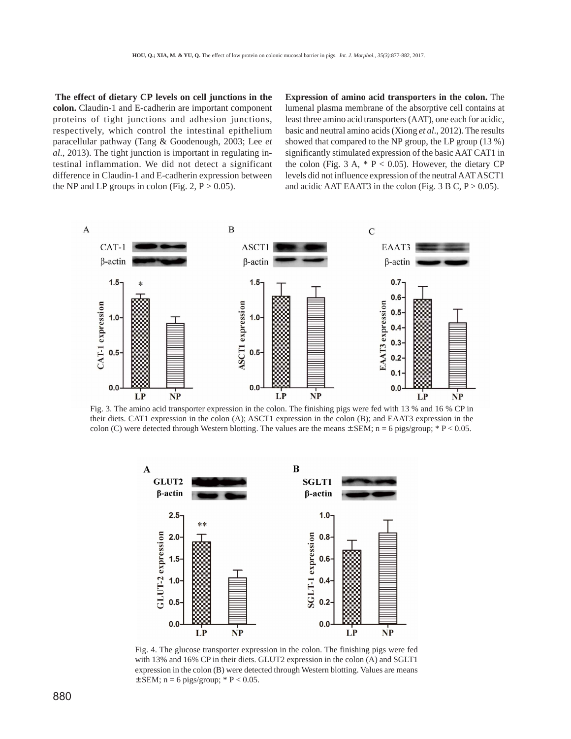**The effect of dietary CP levels on cell junctions in the colon.** Claudin-1 and E-cadherin are important component proteins of tight junctions and adhesion junctions, respectively, which control the intestinal epithelium paracellular pathway (Tang & Goodenough, 2003; Lee *et al*., 2013). The tight junction is important in regulating intestinal inflammation. We did not detect a significant difference in Claudin-1 and E-cadherin expression between the NP and LP groups in colon (Fig. 2, P > 0.05).

**Expression of amino acid transporters in the colon.** The lumenal plasma membrane of the absorptive cell contains at least three amino acid transporters (AAT), one each for acidic, basic and neutral amino acids (Xiong *et al*., 2012). The results showed that compared to the NP group, the LP group (13 %) significantly stimulated expression of the basic AAT CAT1 in the colon (Fig. 3 A, * P < 0.05). However, the dietary CP levels did not influence expression of the neutral AAT ASCT1 and acidic AAT EAAT3 in the colon (Fig. 3 B C, P > 0.05).

Fig. 3. The amino acid transporter expression in the colon. The finishing pigs were fed with 13 % and 16 % CP in their diets. CAT1 expression in the colon (A); ASCT1 expression in the colon (B); and EAAT3 expression in the colon (C) were detected through Western blotting. The values are the means ± SEM; n = 6 pigs/group; * P < 0.05.

Fig. 4. The glucose transporter expression in the colon. The finishing pigs were fed with 13% and 16% CP in their diets. GLUT2 expression in the colon (A) and SGLT1 expression in the colon (B) were detected through Western blotting. Values are means ± SEM; n = 6 pigs/group; * P < 0.05.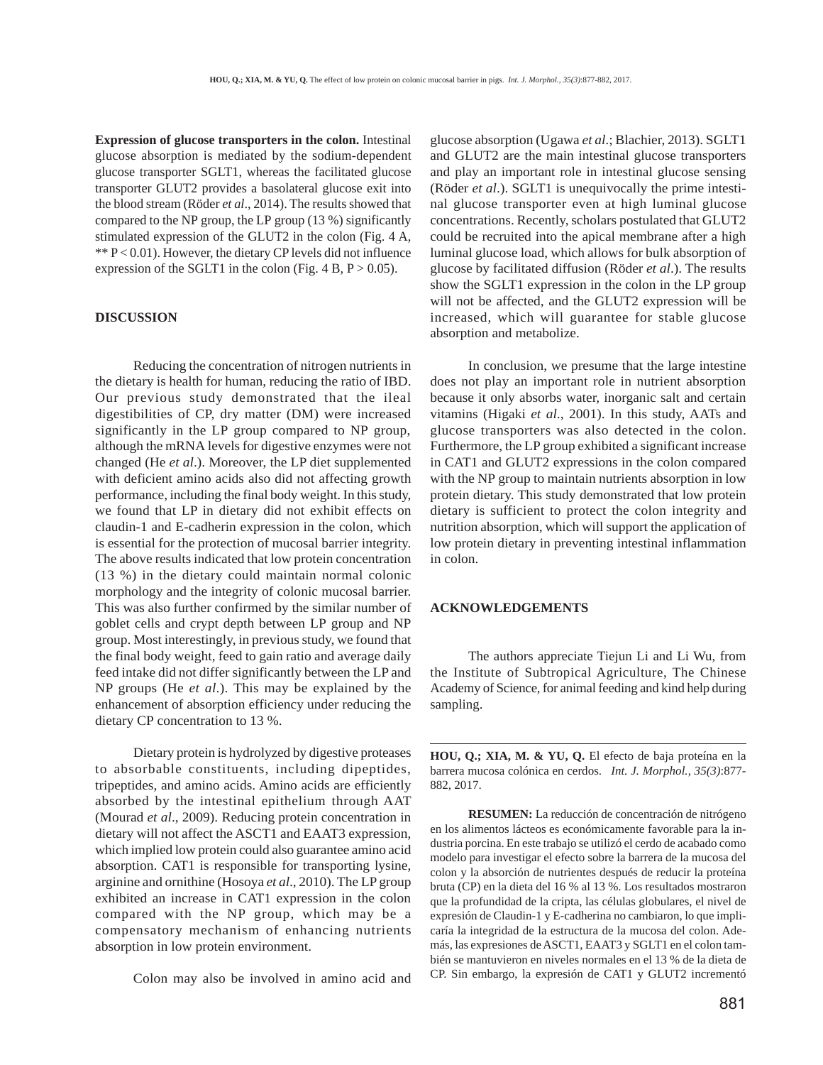**Expression of glucose transporters in the colon.** Intestinal glucose absorption is mediated by the sodium-dependent glucose transporter SGLT1, whereas the facilitated glucose transporter GLUT2 provides a basolateral glucose exit into the blood stream (Röder *et al*., 2014). The results showed that compared to the NP group, the LP group (13 %) significantly stimulated expression of the GLUT2 in the colon (Fig. 4 A, ** $P < 0.01$). However, the dietary CP levels did not influence expression of the SGLT1 in the colon (Fig. 4 B, $P > 0.05$).

## DISCUSSION

Reducing the concentration of nitrogen nutrients in the dietary is health for human, reducing the ratio of IBD. Our previous study demonstrated that the ileal digestibilities of CP, dry matter (DM) were increased significantly in the LP group compared to NP group, although the mRNA levels for digestive enzymes were not changed (He *et al*.). Moreover, the LP diet supplemented with deficient amino acids also did not affecting growth performance, including the final body weight. In this study, we found that LP in dietary did not exhibit effects on claudin-1 and E-cadherin expression in the colon, which is essential for the protection of mucosal barrier integrity. The above results indicated that low protein concentration (13 %) in the dietary could maintain normal colonic morphology and the integrity of colonic mucosal barrier. This was also further confirmed by the similar number of goblet cells and crypt depth between LP group and NP group. Most interestingly, in previous study, we found that the final body weight, feed to gain ratio and average daily feed intake did not differ significantly between the LP and NP groups (He *et al*.). This may be explained by the enhancement of absorption efficiency under reducing the dietary CP concentration to 13 %.

Dietary protein is hydrolyzed by digestive proteases to absorbable constituents, including dipeptides, tripeptides, and amino acids. Amino acids are efficiently absorbed by the intestinal epithelium through AAT (Mourad *et al*., 2009). Reducing protein concentration in dietary will not affect the ASCT1 and EAAT3 expression, which implied low protein could also guarantee amino acid absorption. CAT1 is responsible for transporting lysine, arginine and ornithine (Hosoya *et al.,* 2010). The LP group exhibited an increase in CAT1 expression in the colon compared with the NP group, which may be a compensatory mechanism of enhancing nutrients absorption in low protein environment.

Colon may also be involved in amino acid and glucose absorption (Ugawa *et al*.; Blachier, 2013). SGLT1 and GLUT2 are the main intestinal glucose transporters and play an important role in intestinal glucose sensing (Röder *et al*.). SGLT1 is unequivocally the prime intestinal glucose transporter even at high luminal glucose concentrations. Recently, scholars postulated that GLUT2 could be recruited into the apical membrane after a high luminal glucose load, which allows for bulk absorption of glucose by facilitated diffusion (Röder *et al*.). The results show the SGLT1 expression in the colon in the LP group will not be affected, and the GLUT2 expression will be increased, which will guarantee for stable glucose absorption and metabolize.

In conclusion, we presume that the large intestine does not play an important role in nutrient absorption because it only absorbs water, inorganic salt and certain vitamins (Higaki *et al*., 2001). In this study, AATs and glucose transporters was also detected in the colon. Furthermore, the LP group exhibited a significant increase in CAT1 and GLUT2 expressions in the colon compared with the NP group to maintain nutrients absorption in low protein dietary. This study demonstrated that low protein dietary is sufficient to protect the colon integrity and nutrition absorption, which will support the application of low protein dietary in preventing intestinal inflammation in colon.

## ACKNOWLEDGEMENTS

The authors appreciate Tiejun Li and Li Wu, from the Institute of Subtropical Agriculture, The Chinese Academy of Science, for animal feeding and kind help during sampling.

---

**HOU, Q.; XIA, M. & YU, Q.** El efecto de baja proteína en la barrera mucosa colónica en cerdos. *Int. J. Morphol., 35(3)*:877-882, 2017.

**RESUMEN:** La reducción de concentración de nitrógeno en los alimentos lácteos es económicamente favorable para la industria porcina. En este trabajo se utilizó el cerdo de acabado como modelo para investigar el efecto sobre la barrera de la mucosa del colon y la absorción de nutrientes después de reducir la proteína bruta (CP) en la dieta del 16 % al 13 %. Los resultados mostraron que la profundidad de la cripta, las células globulares, el nivel de expresión de Claudin-1 y E-cadherina no cambiaron, lo que implicaría la integridad de la estructura de la mucosa del colon. Además, las expresiones de ASCT1, EAAT3 y SGLT1 en el colon también se mantuvieron en niveles normales en el 13 % de la dieta de CP. Sin embargo, la expresión de CAT1 y GLUT2 incrementó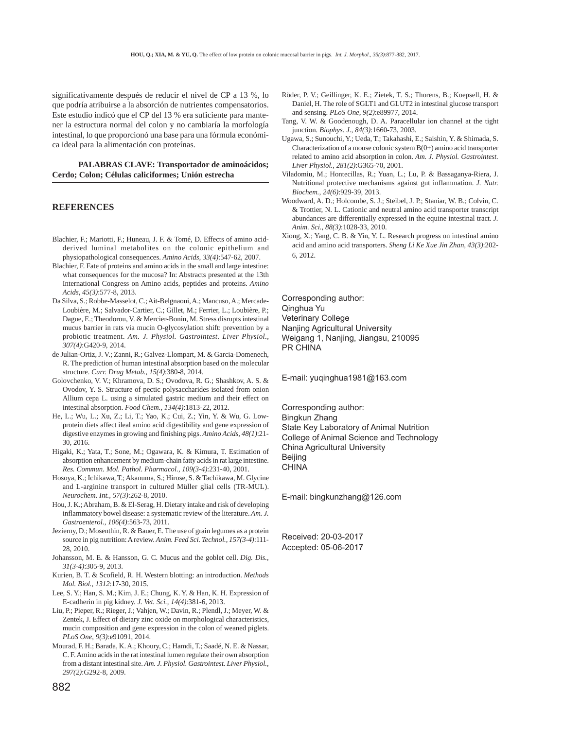significativamente después de reducir el nivel de CP a 13 %, lo que podría atribuirse a la absorción de nutrientes compensatorios. Este estudio indicó que el CP del 13 % era suficiente para mantener la estructura normal del colon y no cambiaría la morfología intestinal, lo que proporcionó una base para una fórmula económica ideal para la alimentación con proteínas.

**PALABRAS CLAVE: Transportador de aminoácidos; Cerdo; Colon; Células caliciformes; Unión estrecha**

## REFERENCES

Blachier, F.; Mariotti, F.; Huneau, J. F. & Tomé, D. Effects of amino acid-derived luminal metabolites on the colonic epithelium and physiopathological consequences. *Amino Acids, 33(4)*:547-62, 2007.

Blachier, F. Fate of proteins and amino acids in the small and large intestine: what consequences for the mucosa? In: Abstracts presented at the 13th International Congress on Amino acids, peptides and proteins. *Amino Acids, 45(3)*:577-8, 2013.

Da Silva, S.; Robbe-Masselot, C.; Ait-Belgnaoui, A.; Mancuso, A.; Mercade-Loubière, M.; Salvador-Cartier, C.; Gillet, M.; Ferrier, L.; Loubière, P.; Dague, E.; Theodorou, V. & Mercier-Bonin, M. Stress disrupts intestinal mucus barrier in rats via mucin O-glycosylation shift: prevention by a probiotic treatment. *Am. J. Physiol. Gastrointest. Liver Physiol., 307(4)*:G420-9, 2014.

de Julian-Ortiz, J. V.; Zanni, R.; Galvez-Llompart, M. & Garcia-Domenech, R. The prediction of human intestinal absorption based on the molecular structure. *Curr. Drug Metab., 15(4)*:380-8, 2014.

Golovchenko, V. V.; Khramova, D. S.; Ovodova, R. G.; Shashkov, A. S. & Ovodov, Y. S. Structure of pectic polysaccharides isolated from onion Allium cepa L. using a simulated gastric medium and their effect on intestinal absorption. *Food Chem., 134(4)*:1813-22, 2012.

He, L.; Wu, L.; Xu, Z.; Li, T.; Yao, K.; Cui, Z.; Yin, Y. & Wu, G. Low-protein diets affect ileal amino acid digestibility and gene expression of digestive enzymes in growing and finishing pigs. *Amino Acids, 48(1)*:21-30, 2016.

Higaki, K.; Yata, T.; Sone, M.; Ogawara, K. & Kimura, T. Estimation of absorption enhancement by medium-chain fatty acids in rat large intestine. *Res. Commun. Mol. Pathol. Pharmacol., 109(3-4)*:231-40, 2001.

Hosoya, K.; Ichikawa, T.; Akanuma, S.; Hirose, S. & Tachikawa, M. Glycine and L-arginine transport in cultured Müller glial cells (TR-MUL). *Neurochem. Int., 57(3)*:262-8, 2010.

Hou, J. K.; Abraham, B. & El-Serag, H. Dietary intake and risk of developing inflammatory bowel disease: a systematic review of the literature. *Am. J. Gastroenterol., 106(4)*:563-73, 2011.

Jezierny, D.; Mosenthin, R. & Bauer, E. The use of grain legumes as a protein source in pig nutrition: A review. *Anim. Feed Sci. Technol., 157(3-4)*:111-28, 2010.

Johansson, M. E. & Hansson, G. C. Mucus and the goblet cell. *Dig. Dis., 31(3-4)*:305-9, 2013.

Kurien, B. T. & Scofield, R. H. Western blotting: an introduction. *Methods Mol. Biol., 1312*:17-30, 2015.

Lee, S. Y.; Han, S. M.; Kim, J. E.; Chung, K. Y. & Han, K. H. Expression of E-cadherin in pig kidney. *J. Vet. Sci., 14(4)*:381-6, 2013.

Liu, P.; Pieper, R.; Rieger, J.; Vahjen, W.; Davin, R.; Plendl, J.; Meyer, W. & Zentek, J. Effect of dietary zinc oxide on morphological characteristics, mucin composition and gene expression in the colon of weaned piglets. *PLoS One, 9(3)*:e91091, 2014.

Mourad, F. H.; Barada, K. A.; Khoury, C.; Hamdi, T.; Saadé, N. E. & Nassar, C. F. Amino acids in the rat intestinal lumen regulate their own absorption from a distant intestinal site. *Am. J. Physiol. Gastrointest. Liver Physiol., 297(2)*:G292-8, 2009.

Röder, P. V.; Geillinger, K. E.; Zietek, T. S.; Thorens, B.; Koepsell, H. & Daniel, H. The role of SGLT1 and GLUT2 in intestinal glucose transport and sensing. *PLoS One, 9(2)*:e89977, 2014.

Tang, V. W. & Goodenough, D. A. Paracellular ion channel at the tight junction. *Biophys. J., 84(3)*:1660-73, 2003.

Ugawa, S.; Sunouchi, Y.; Ueda, T.; Takahashi, E.; Saishin, Y. & Shimada, S. Characterization of a mouse colonic system B(0+) amino acid transporter related to amino acid absorption in colon. *Am. J. Physiol. Gastrointest. Liver Physiol., 281(2)*:G365-70, 2001.

Viladomiu, M.; Hontecillas, R.; Yuan, L.; Lu, P. & Bassaganya-Riera, J. Nutritional protective mechanisms against gut inflammation. *J. Nutr. Biochem., 24(6)*:929-39, 2013.

Woodward, A. D.; Holcombe, S. J.; Steibel, J. P.; Staniar, W. B.; Colvin, C. & Trottier, N. L. Cationic and neutral amino acid transporter transcript abundances are differentially expressed in the equine intestinal tract. *J. Anim. Sci., 88(3)*:1028-33, 2010.

Xiong, X.; Yang, C. B. & Yin, Y. L. Research progress on intestinal amino acid and amino acid transporters. *Sheng Li Ke Xue Jin Zhan, 43(3)*:202-6, 2012.

Corresponding author:
Qinghua Yu
Veterinary College
Nanjing Agricultural University
Weigang 1, Nanjing, Jiangsu, 210095
PR CHINA

E-mail: yuqinghua1981@163.com

Corresponding author:
Bingkun Zhang
State Key Laboratory of Animal Nutrition
College of Animal Science and Technology
China Agricultural University
Beijing
CHINA

E-mail: bingkunzhang@126.com

Received: 20-03-2017
Accepted: 05-06-2017